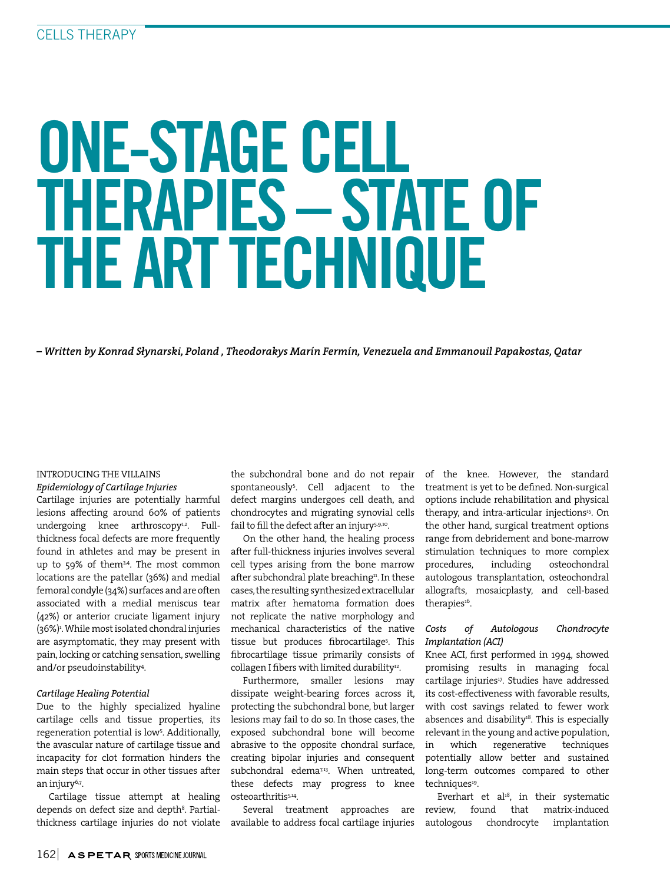# ONE-STAGE CELL THERAPIES – STATE OF THE ART TECHNIQUE

*– Written by Konrad Słynarski, Poland , Theodorakys Marín Fermín, Venezuela and Emmanouil Papakostas, Qatar*

## INTRODUCING THE VILLAINS

### *Epidemiology of Cartilage Injuries*

Cartilage injuries are potentially harmful lesions affecting around 60% of patients undergoing knee arthroscopy[1,2]. Full-thickness focal defects are more frequently found in athletes and may be present in up to 59% of them[3,4]. The most common locations are the patellar (36%) and medial femoral condyle (34%) surfaces and are often associated with a medial meniscus tear (42%) or anterior cruciate ligament injury (36%)[1]. While most isolated chondral injuries are asymptomatic, they may present with pain, locking or catching sensation, swelling and/or pseudoinstability[4].

### *Cartilage Healing Potential*

Due to the highly specialized hyaline cartilage cells and tissue properties, its regeneration potential is low[5]. Additionally, the avascular nature of cartilage tissue and incapacity for clot formation hinders the main steps that occur in other tissues after an injury[6,7].

Cartilage tissue attempt at healing depends on defect size and depth[8]. Partial-thickness cartilage injuries do not violate the subchondral bone and do not repair spontaneously[5]. Cell adjacent to the defect margins undergoes cell death, and chondrocytes and migrating synovial cells fail to fill the defect after an injury[5,9,10].

On the other hand, the healing process after full-thickness injuries involves several cell types arising from the bone marrow after subchondral plate breaching[11]. In these cases, the resulting synthesized extracellular matrix after hematoma formation does not replicate the native morphology and mechanical characteristics of the native tissue but produces fibrocartilage[5]. This fibrocartilage tissue primarily consists of collagen I fibers with limited durability[12].

Furthermore, smaller lesions may dissipate weight-bearing forces across it, protecting the subchondral bone, but larger lesions may fail to do so. In those cases, the exposed subchondral bone will become abrasive to the opposite chondral surface, creating bipolar injuries and consequent subchondral edema[7,13]. When untreated, these defects may progress to knee osteoarthritis[5,14].

Several treatment approaches are available to address focal cartilage injuries of the knee. However, the standard treatment is yet to be defined. Non-surgical options include rehabilitation and physical therapy, and intra-articular injections[15]. On the other hand, surgical treatment options range from debridement and bone-marrow stimulation techniques to more complex procedures, including osteochondral autologous transplantation, osteochondral allografts, mosaicplasty, and cell-based therapies[16].

### *Costs of Autologous Chondrocyte Implantation (ACI)*

Knee ACI, first performed in 1994, showed promising results in managing focal cartilage injuries[17]. Studies have addressed its cost-effectiveness with favorable results, with cost savings related to fewer work absences and disability[18]. This is especially relevant in the young and active population, in which regenerative techniques potentially allow better and sustained long-term outcomes compared to other techniques[19].

Everhart et al[18], in their systematic review, found that matrix-induced autologous chondrocyte implantation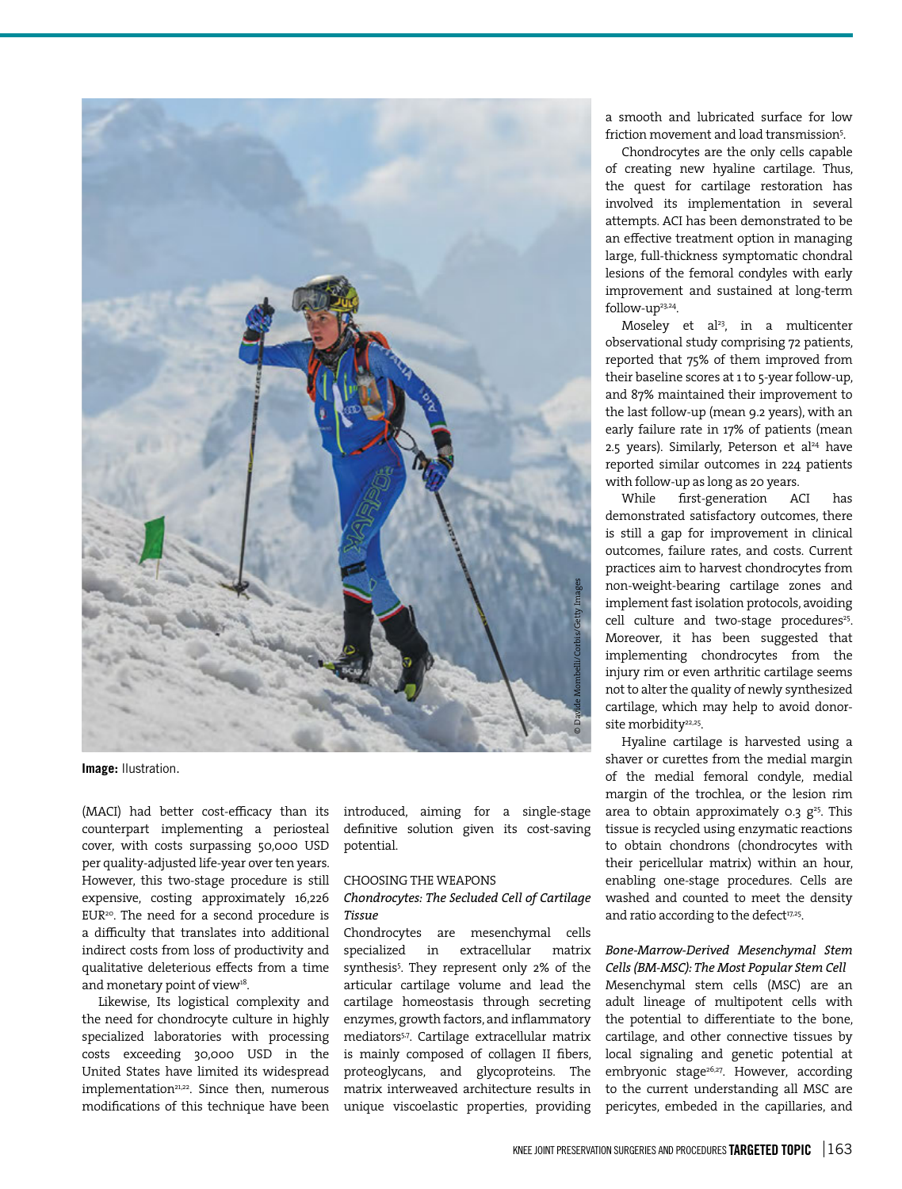Image: Illustration.

(MACI) had better cost-efficacy than its counterpart implementing a periosteal cover, with costs surpassing 50,000 USD per quality-adjusted life-year over ten years. However, this two-stage procedure is still expensive, costing approximately 16,226 EUR[20]. The need for a second procedure is a difficulty that translates into additional indirect costs from loss of productivity and qualitative deleterious effects from a time and monetary point of view[18].

Likewise, Its logistical complexity and the need for chondrocyte culture in highly specialized laboratories with processing costs exceeding 30,000 USD in the United States have limited its widespread implementation[21,22]. Since then, numerous modifications of this technique have been introduced, aiming for a single-stage definitive solution given its cost-saving potential.

## CHOOSING THE WEAPONS

### *Chondrocytes: The Secluded Cell of Cartilage Tissue*

Chondrocytes are mesenchymal cells specialized in extracellular matrix synthesis[5]. They represent only 2% of the articular cartilage volume and lead the cartilage homeostasis through secreting enzymes, growth factors, and inflammatory mediators[5-7]. Cartilage extracellular matrix is mainly composed of collagen II fibers, proteoglycans, and glycoproteins. The matrix interweaved architecture results in unique viscoelastic properties, providing a smooth and lubricated surface for low friction movement and load transmission[5].

Chondrocytes are the only cells capable of creating new hyaline cartilage. Thus, the quest for cartilage restoration has involved its implementation in several attempts. ACI has been demonstrated to be an effective treatment option in managing large, full-thickness symptomatic chondral lesions of the femoral condyles with early improvement and sustained at long-term follow-up[23,24].

Moseley et al[23], in a multicenter observational study comprising 72 patients, reported that 75% of them improved from their baseline scores at 1 to 5-year follow-up, and 87% maintained their improvement to the last follow-up (mean 9.2 years), with an early failure rate in 17% of patients (mean 2.5 years). Similarly, Peterson et al[24] have reported similar outcomes in 224 patients with follow-up as long as 20 years.

While first-generation ACI has demonstrated satisfactory outcomes, there is still a gap for improvement in clinical outcomes, failure rates, and costs. Current practices aim to harvest chondrocytes from non-weight-bearing cartilage zones and implement fast isolation protocols, avoiding cell culture and two-stage procedures[25]. Moreover, it has been suggested that implementing chondrocytes from the injury rim or even arthritic cartilage seems not to alter the quality of newly synthesized cartilage, which may help to avoid donor-site morbidity[22,25].

Hyaline cartilage is harvested using a shaver or curettes from the medial margin of the medial femoral condyle, medial margin of the trochlea, or the lesion rim area to obtain approximately 0.3 g[25]. This tissue is recycled using enzymatic reactions to obtain chondrons (chondrocytes with their pericellular matrix) within an hour, enabling one-stage procedures. Cells are washed and counted to meet the density and ratio according to the defect[17,25].

### *Bone-Marrow-Derived Mesenchymal Stem Cells (BM-MSC): The Most Popular Stem Cell*

Mesenchymal stem cells (MSC) are an adult lineage of multipotent cells with the potential to differentiate to the bone, cartilage, and other connective tissues by local signaling and genetic potential at embryonic stage[26,27]. However, according to the current understanding all MSC are pericytes, embeded in the capillaries, and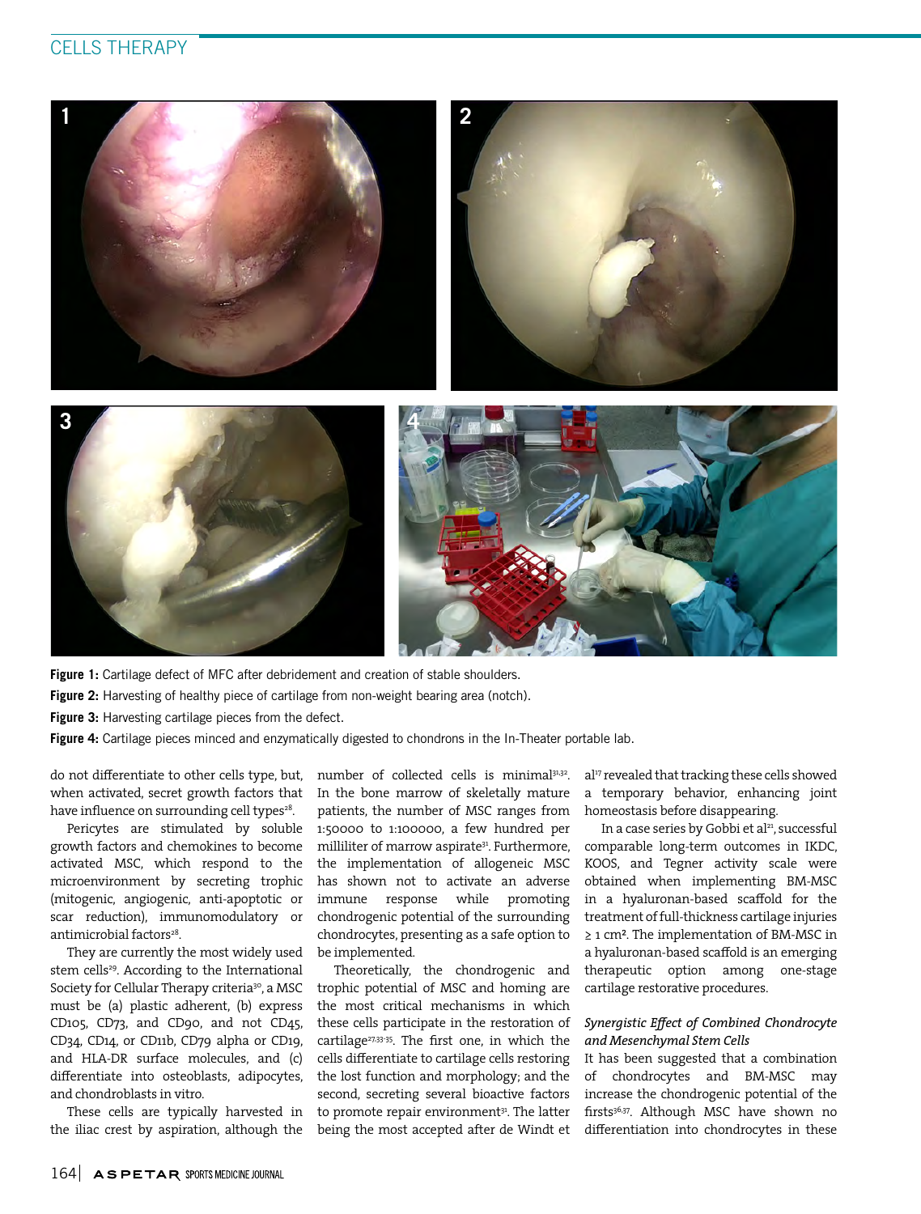Figure 1: Cartilage defect of MFC after debridement and creation of stable shoulders.

Figure 2: Harvesting of healthy piece of cartilage from non-weight bearing area (notch).

Figure 3: Harvesting cartilage pieces from the defect.

Figure 4: Cartilage pieces minced and enzymatically digested to chondrons in the In-Theater portable lab.

do not differentiate to other cells type, but, when activated, secret growth factors that have influence on surrounding cell types[28].

Pericytes are stimulated by soluble growth factors and chemokines to become activated MSC, which respond to the microenvironment by secreting trophic (mitogenic, angiogenic, anti-apoptotic or scar reduction), immunomodulatory or antimicrobial factors[28].

They are currently the most widely used stem cells[29]. According to the International Society for Cellular Therapy criteria[30], a MSC must be (a) plastic adherent, (b) express CD105, CD73, and CD90, and not CD45, CD34, CD14, or CD11b, CD79 alpha or CD19, and HLA-DR surface molecules, and (c) differentiate into osteoblasts, adipocytes, and chondroblasts in vitro.

These cells are typically harvested in the iliac crest by aspiration, although the number of collected cells is minimal[31,32]. In the bone marrow of skeletally mature patients, the number of MSC ranges from 1:50000 to 1:100000, a few hundred per milliliter of marrow aspirate[31]. Furthermore, the implementation of allogeneic MSC has shown not to activate an adverse immune response while promoting chondrogenic potential of the surrounding chondrocytes, presenting as a safe option to be implemented.

Theoretically, the chondrogenic and trophic potential of MSC and homing are the most critical mechanisms in which these cells participate in the restoration of cartilage[27,33-35]. The first one, in which the cells differentiate to cartilage cells restoring the lost function and morphology; and the second, secreting several bioactive factors to promote repair environment[31]. The latter being the most accepted after de Windt et al[17] revealed that tracking these cells showed a temporary behavior, enhancing joint homeostasis before disappearing.

In a case series by Gobbi et al[21], successful comparable long-term outcomes in IKDC, KOOS, and Tegner activity scale were obtained when implementing BM-MSC in a hyaluronan-based scaffold for the treatment of full-thickness cartilage injuries ≥ 1 cm². The implementation of BM-MSC in a hyaluronan-based scaffold is an emerging therapeutic option among one-stage cartilage restorative procedures.

### *Synergistic Effect of Combined Chondrocyte and Mesenchymal Stem Cells*

It has been suggested that a combination of chondrocytes and BM-MSC may increase the chondrogenic potential of the firsts[36,37]. Although MSC have shown no differentiation into chondrocytes in these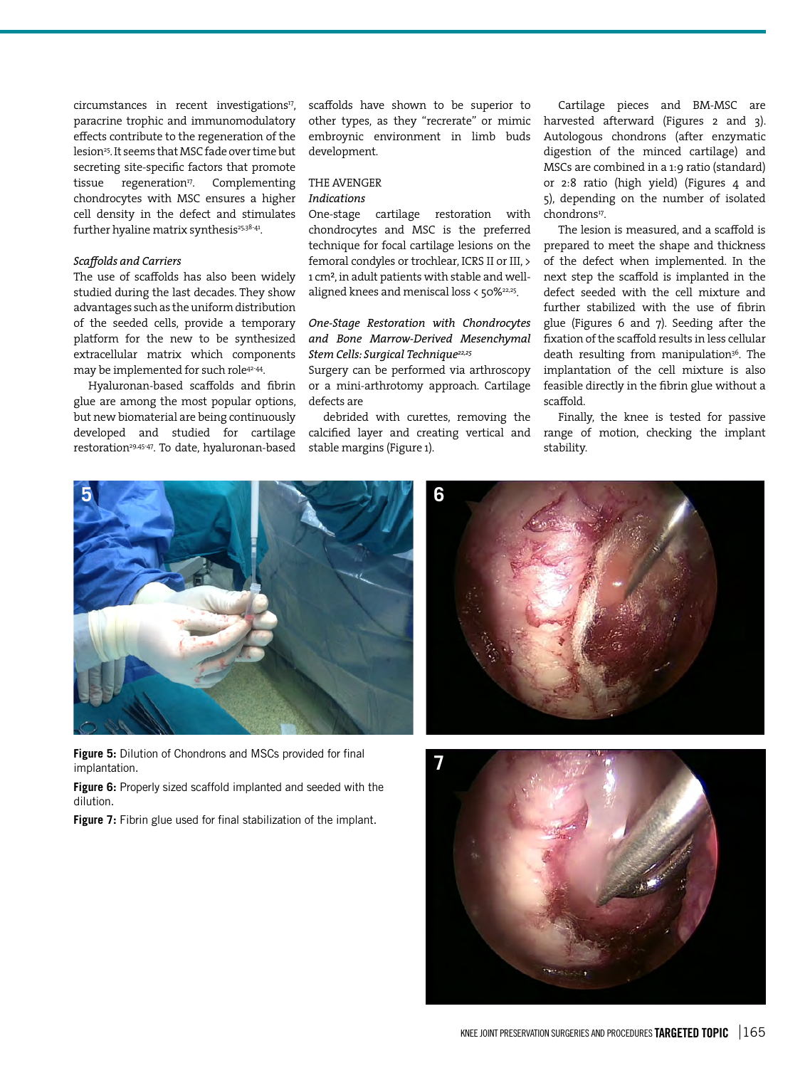circumstances in recent investigations[17], paracrine trophic and immunomodulatory effects contribute to the regeneration of the lesion[25]. It seems that MSC fade over time but secreting site-specific factors that promote tissue regeneration[17]. Complementing chondrocytes with MSC ensures a higher cell density in the defect and stimulates further hyaline matrix synthesis[25,38-41].

*Scaffolds and Carriers*

The use of scaffolds has also been widely studied during the last decades. They show advantages such as the uniform distribution of the seeded cells, provide a temporary platform for the new to be synthesized extracellular matrix which components may be implemented for such role[42-44].

Hyaluronan-based scaffolds and fibrin glue are among the most popular options, but new biomaterial are being continuously developed and studied for cartilage restoration[29,45-47]. To date, hyaluronan-based scaffolds have shown to be superior to other types, as they "recreate" or mimic embroynic environment in limb buds development.

## THE AVENGER

***Indications***

One-stage cartilage restoration with chondrocytes and MSC is the preferred technique for focal cartilage lesions on the femoral condyles or trochlear, ICRS II or III, > 1 cm², in adult patients with stable and well-aligned knees and meniscal loss < 50%[22,25].

*One-Stage Restoration with Chondrocytes and Bone Marrow-Derived Mesenchymal Stem Cells: Surgical Technique*[22,25]

Surgery can be performed via arthroscopy or a mini-arthrotomy approach. Cartilage defects are

debrided with curettes, removing the calcified layer and creating vertical and stable margins (Figure 1).

Cartilage pieces and BM-MSC are harvested afterward (Figures 2 and 3). Autologous chondrons (after enzymatic digestion of the minced cartilage) and MSCs are combined in a 1:9 ratio (standard) or 2:8 ratio (high yield) (Figures 4 and 5), depending on the number of isolated chondrons[17].

The lesion is measured, and a scaffold is prepared to meet the shape and thickness of the defect when implemented. In the next step the scaffold is implanted in the defect seeded with the cell mixture and further stabilized with the use of fibrin glue (Figures 6 and 7). Seeding after the fixation of the scaffold results in less cellular death resulting from manipulation[36]. The implantation of the cell mixture is also feasible directly in the fibrin glue without a scaffold.

Finally, the knee is tested for passive range of motion, checking the implant stability.

**Figure 5:** Dilution of Chondrons and MSCs provided for final implantation.

**Figure 6:** Properly sized scaffold implanted and seeded with the dilution.

**Figure 7:** Fibrin glue used for final stabilization of the implant.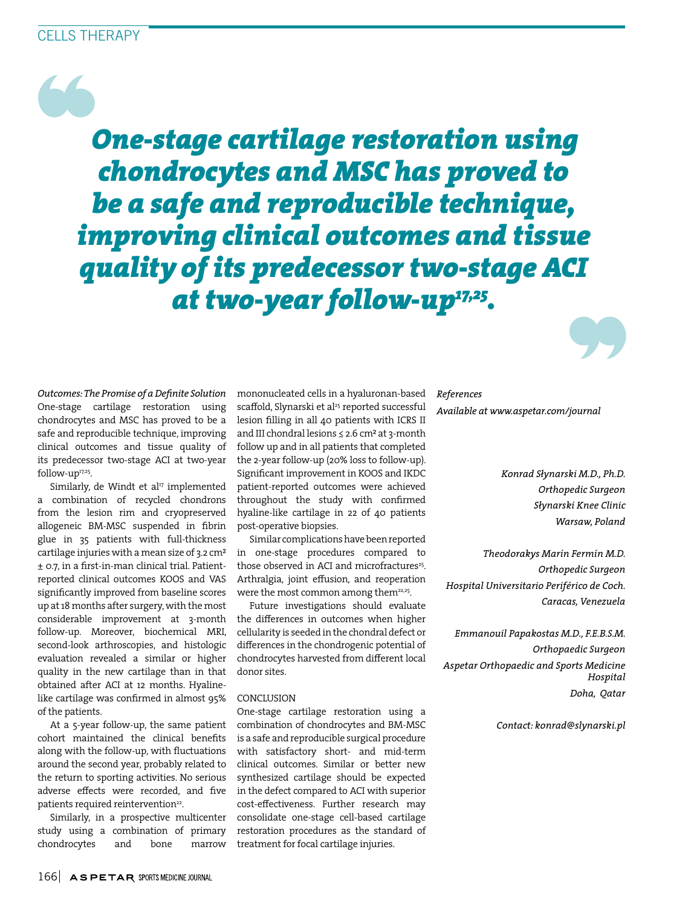> *One-stage cartilage restoration using chondrocytes and MSC has proved to be a safe and reproducible technique, improving clinical outcomes and tissue quality of its predecessor two-stage ACI at two-year follow-up[17,25].*

*Outcomes: The Promise of a Definite Solution*

One-stage cartilage restoration using chondrocytes and MSC has proved to be a safe and reproducible technique, improving clinical outcomes and tissue quality of its predecessor two-stage ACI at two-year follow-up[17,25].

Similarly, de Windt et al[17] implemented a combination of recycled chondrons from the lesion rim and cryopreserved allogeneic BM-MSC suspended in fibrin glue in 35 patients with full-thickness cartilage injuries with a mean size of 3.2 cm² ± 0.7, in a first-in-man clinical trial. Patient-reported clinical outcomes KOOS and VAS significantly improved from baseline scores up at 18 months after surgery, with the most considerable improvement at 3-month follow-up. Moreover, biochemical MRI, second-look arthroscopies, and histologic evaluation revealed a similar or higher quality in the new cartilage than in that obtained after ACI at 12 months. Hyaline-like cartilage was confirmed in almost 95% of the patients.

At a 5-year follow-up, the same patient cohort maintained the clinical benefits along with the follow-up, with fluctuations around the second year, probably related to the return to sporting activities. No serious adverse effects were recorded, and five patients required reintervention[22].

Similarly, in a prospective multicenter study using a combination of primary chondrocytes and bone marrow mononucleated cells in a hyaluronan-based scaffold, Slynarski et al[25] reported successful lesion filling in all 40 patients with ICRS II and III chondral lesions ≤ 2.6 cm² at 3-month follow up and in all patients that completed the 2-year follow-up (20% loss to follow-up). Significant improvement in KOOS and IKDC patient-reported outcomes were achieved throughout the study with confirmed hyaline-like cartilage in 22 of 40 patients post-operative biopsies.

Similar complications have been reported in one-stage procedures compared to those observed in ACI and microfractures[25]. Arthralgia, joint effusion, and reoperation were the most common among them[22,25].

Future investigations should evaluate the differences in outcomes when higher cellularity is seeded in the chondral defect or differences in the chondrogenic potential of chondrocytes harvested from different local donor sites.

## CONCLUSION

One-stage cartilage restoration using a combination of chondrocytes and BM-MSC is a safe and reproducible surgical procedure with satisfactory short- and mid-term clinical outcomes. Similar or better new synthesized cartilage should be expected in the defect compared to ACI with superior cost-effectiveness. Further research may consolidate one-stage cell-based cartilage restoration procedures as the standard of treatment for focal cartilage injuries.

*References*

*Available at www.aspetar.com/journal*

*Konrad Słynarski M.D., Ph.D.*
*Orthopedic Surgeon*
*Słynarski Knee Clinic*
*Warsaw, Poland*

*Theodorakys Marín Fermín M.D.*
*Orthopedic Surgeon*
*Hospital Universitario Periférico de Coch.*
*Caracas, Venezuela*

*Emmanouil Papakostas M.D., F.E.B.S.M.*
*Orthopaedic Surgeon*
*Aspetar Orthopaedic and Sports Medicine Hospital*
*Doha, Qatar*

*Contact: konrad@slynarski.pl*